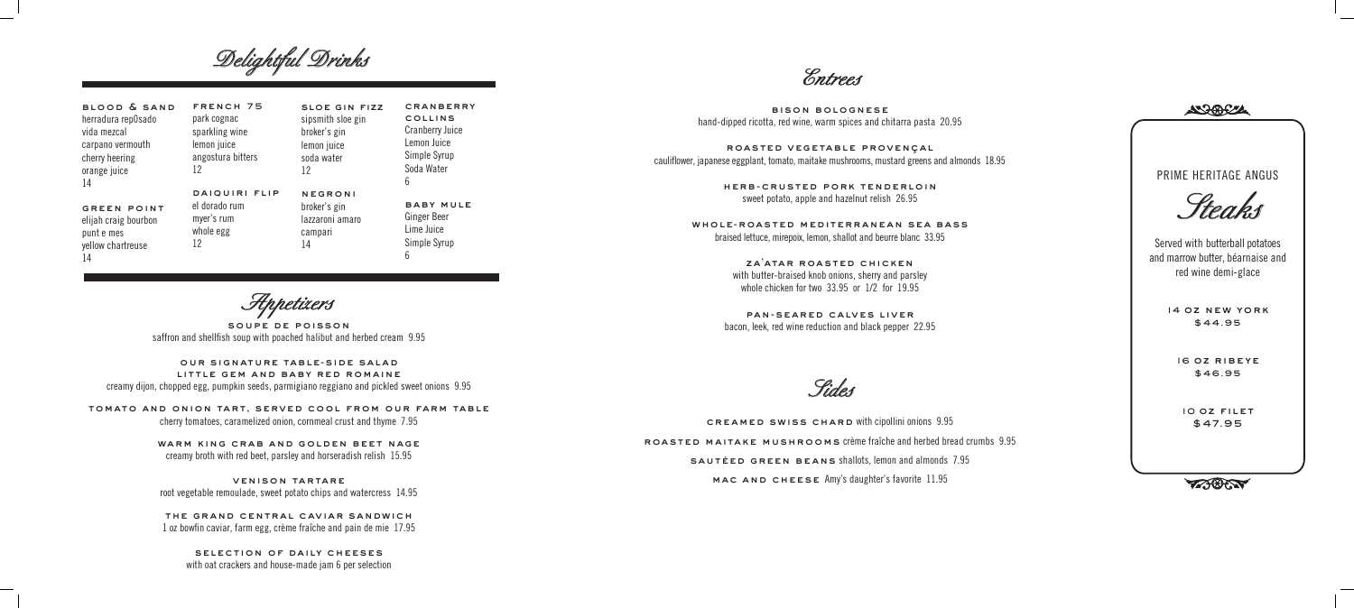# Delightful Drinks

**BLOOD & SAND**
herradura rep0sado
vida mezcal
carpano vermouth
cherry heering
orange juice
14

**GREEN POINT**
elijah craig bourbon
punt e mes
yellow chartreuse
14

**FRENCH 75**
park cognac
sparkling wine
lemon juice
angostura bitters
12

**DAIQUIRI FLIP**
el dorado rum
myer's rum
whole egg
12

**SLOE GIN FIZZ**
sipsmith sloe gin
broker's gin
lemon juice
soda water
12

**NEGRONI**
broker's gin
lazzaroni amaro
campari
14

**CRANBERRY COLLINS**
Cranberry Juice
Lemon Juice
Simple Syrup
Soda Water
6

**BABY MULE**
Ginger Beer
Lime Juice
Simple Syrup
6

# Appetizers

**SOUPE DE POISSON**
saffron and shellfish soup with poached halibut and herbed cream 9.95

**OUR SIGNATURE TABLE-SIDE SALAD**
**LITTLE GEM AND BABY RED ROMAINE**
creamy dijon, chopped egg, pumpkin seeds, parmigiano reggiano and pickled sweet onions 9.95

**TOMATO AND ONION TART, SERVED COOL FROM OUR FARM TABLE**
cherry tomatoes, caramelized onion, cornmeal crust and thyme 7.95

**WARM KING CRAB AND GOLDEN BEET NAGE**
creamy broth with red beet, parsley and horseradish relish 15.95

**VENISON TARTARE**
root vegetable remoulade, sweet potato chips and watercress 14.95

**THE GRAND CENTRAL CAVIAR SANDWICH**
1 oz bowfin caviar, farm egg, crème fraîche and pain de mie 17.95

**SELECTION OF DAILY CHEESES**
with oat crackers and house-made jam 6 per selection

# Entrees

**BISON BOLOGNESE**
hand-dipped ricotta, red wine, warm spices and chitarra pasta 20.95

**ROASTED VEGETABLE PROVENÇAL**
cauliflower, japanese eggplant, tomato, maitake mushrooms, mustard greens and almonds 18.95

**HERB-CRUSTED PORK TENDERLOIN**
sweet potato, apple and hazelnut relish 26.95

**WHOLE-ROASTED MEDITERRANEAN SEA BASS**
braised lettuce, mirepoix, lemon, shallot and beurre blanc 33.95

**ZA'ATAR ROASTED CHICKEN**
with butter-braised knob onions, sherry and parsley
whole chicken for two 33.95 or 1/2 for 19.95

**PAN-SEARED CALVES LIVER**
bacon, leek, red wine reduction and black pepper 22.95

# Sides

**CREAMED SWISS CHARD** with cipollini onions 9.95

**ROASTED MAITAKE MUSHROOMS** crème fraîche and herbed bread crumbs 9.95

**SAUTÉED GREEN BEANS** shallots, lemon and almonds 7.95

**MAC AND CHEESE** Amy's daughter's favorite 11.95

PRIME HERITAGE ANGUS

# Steaks

Served with butterball potatoes and marrow butter, béarnaise and red wine demi-glace

**14 OZ NEW YORK**
$44.95

**16 OZ RIBEYE**
$46.95

**10 OZ FILET**
$47.95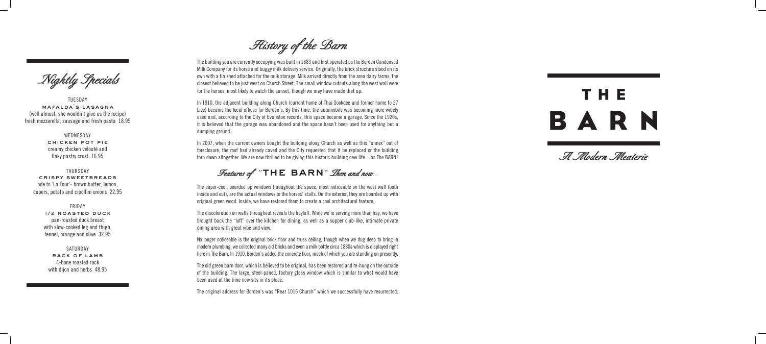# Nightly Specials

TUESDAY
**MAFALDA'S LASAGNA**
(well almost, she wouldn't give us the recipe)
fresh mozzarella, sausage and fresh pasta 18.95

WEDNESDAY
**CHICKEN POT PIE**
creamy chicken velouté and
flaky pastry crust 16.95

THURSDAY
**CRISPY SWEETBREADS**
ode to 'La Tour'- brown butter, lemon,
capers, potato and cipollini onions 22.95

FRIDAY
**1/2 ROASTED DUCK**
pan-roasted duck breast
with slow-cooked leg and thigh,
fennel, orange and olive 32.95

SATURDAY
**RACK OF LAMB**
4-bone roasted rack
with dijon and herbs 48.95

# History of the Barn

The building you are currently occupying was built in 1883 and first operated as the Borden Condensed Milk Company for its horse and buggy milk delivery service. Originally, the brick structure stood on its own with a tin shed attached for the milk storage. Milk arrived directly from the area dairy farms, the closest believed to be just west on Church Street. The small window cutouts along the west wall were for the horses, most likely to watch the sunset, though we may have made that up.

In 1910, the adjacent building along Church (current home of Thai Sookdee and former home to 27 Live) became the local offices for Borden's. By this time, the automobile was becoming more widely used and, according to the City of Evanston records, this space became a garage. Since the 1920s, it is believed that the garage was abandoned and the space hasn't been used for anything but a dumping ground.

In 2007, when the current owners bought the building along Church as well as this "annex" out of foreclosure, the roof had already caved and the City requested that it be replaced or the building torn down altogether. We are now thrilled to be giving this historic building new life…as The BARN!

## Features of "THE BARN" Then and now...

The super-cool, boarded up windows throughout the space, most noticeable on the west wall (both inside and out), are the actual windows to the horses' stalls. On the exterior, they are boarded up with original green wood. Inside, we have restored them to create a cool architectural feature.

The discoloration on walls throughout reveals the hayloft. While we're serving more than hay, we have brought back the "loft" over the kitchen for dining, as well as a supper club-like, intimate private dining area with great vibe and view.

No longer noticeable is the original brick floor and truss ceiling, though when we dug deep to bring in modern plumbing, we collected many old bricks and even a milk bottle circa 1880s which is displayed right here in The Barn. In 1910, Borden's added the concrete floor, much of which you are standing on presently.

The old green barn door, which is believed to be original, has been restored and re-hung on the outside of the building. The large, steel-paned, factory glass window which is similar to what would have been used at the time now sits in its place.

The original address for Borden's was "Rear 1016 Church" which we successfully have resurrected.

# THE BARN

*A Modern Meaterie*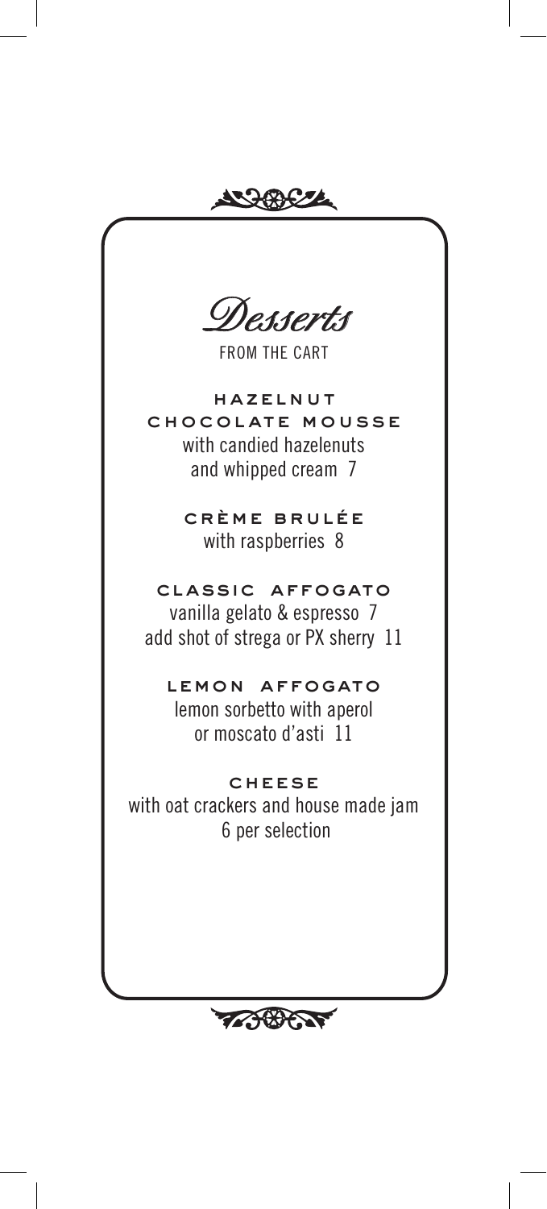# *Desserts*

FROM THE CART

## HAZELNUT CHOCOLATE MOUSSE

with candied hazelenuts and whipped cream 7

## CRÈME BRULÉE

with raspberries 8

## CLASSIC AFFOGATO

vanilla gelato & espresso 7
add shot of strega or PX sherry 11

## LEMON AFFOGATO

lemon sorbetto with aperol or moscato d'asti 11

## CHEESE

with oat crackers and house made jam
6 per selection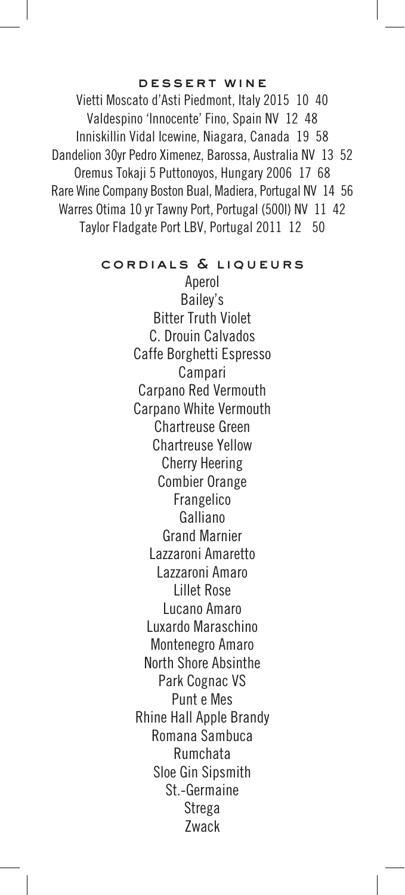## DESSERT WINE

Vietti Moscato d'Asti Piedmont, Italy 2015 10 40

Valdespino 'Innocente' Fino, Spain NV 12 48

Inniskillin Vidal Icewine, Niagara, Canada 19 58

Dandelion 30yr Pedro Ximenez, Barossa, Australia NV 13 52

Oremus Tokaji 5 Puttonoyos, Hungary 2006 17 68

Rare Wine Company Boston Bual, Madiera, Portugal NV 14 56

Warres Otima 10 yr Tawny Port, Portugal (500l) NV 11 42

Taylor Fladgate Port LBV, Portugal 2011 12 50

## CORDIALS & LIQUEURS

Aperol

Bailey's

Bitter Truth Violet

C. Drouin Calvados

Caffe Borghetti Espresso

Campari

Carpano Red Vermouth

Carpano White Vermouth

Chartreuse Green

Chartreuse Yellow

Cherry Heering

Combier Orange

Frangelico

Galliano

Grand Marnier

Lazzaroni Amaretto

Lazzaroni Amaro

Lillet Rose

Lucano Amaro

Luxardo Maraschino

Montenegro Amaro

North Shore Absinthe

Park Cognac VS

Punt e Mes

Rhine Hall Apple Brandy

Romana Sambuca

Rumchata

Sloe Gin Sipsmith

St.-Germaine

Strega

Zwack